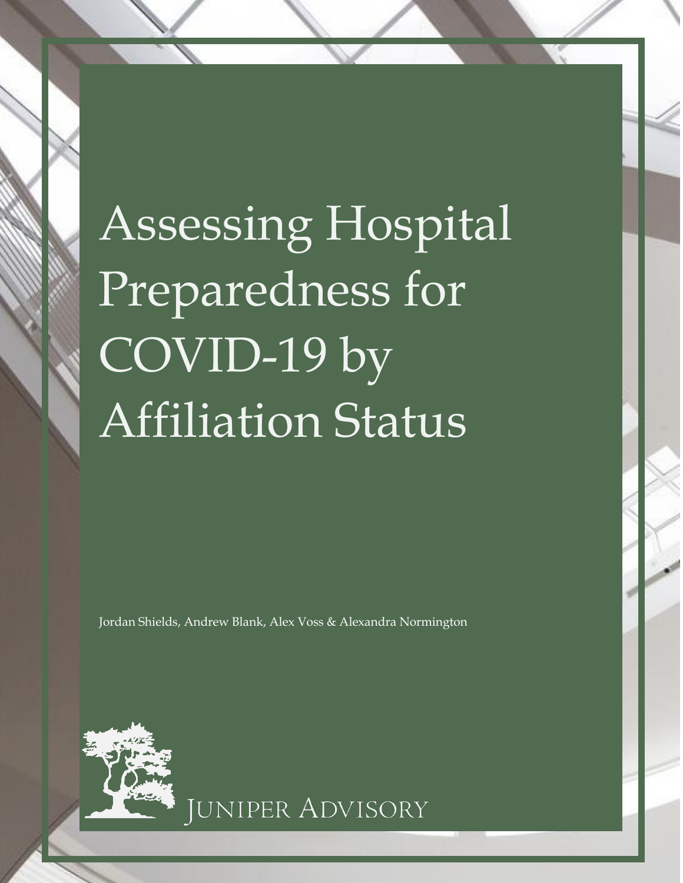# Assessing Hospital Preparedness for COVID-19 by Affiliation Status

Jordan Shields, Andrew Blank, Alex Voss & Alexandra Normington

Juniper Advisory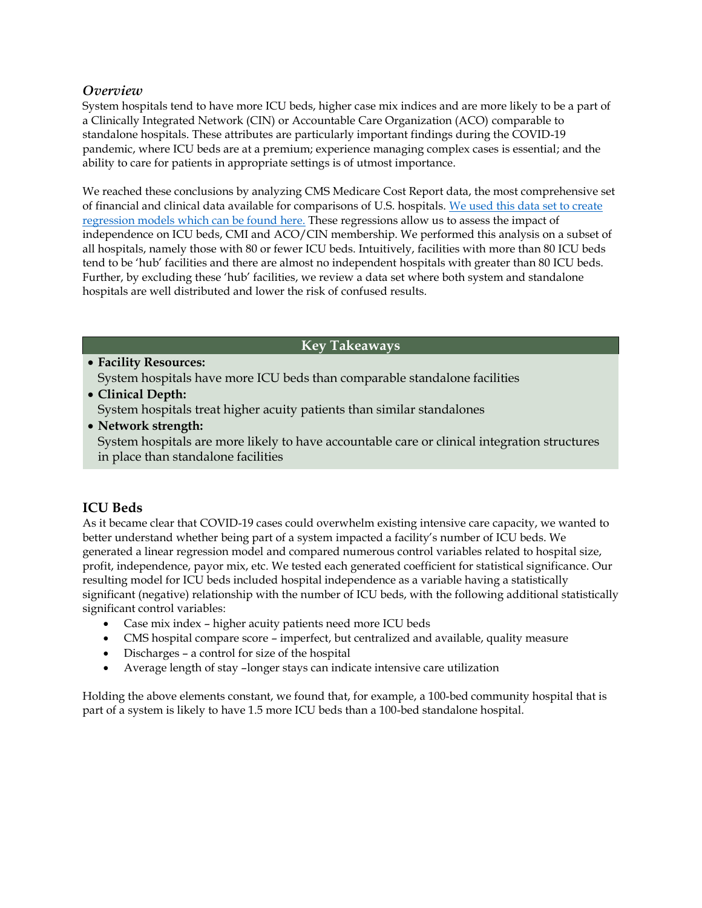### *Overview*

System hospitals tend to have more ICU beds, higher case mix indices and are more likely to be a part of a Clinically Integrated Network (CIN) or Accountable Care Organization (ACO) comparable to standalone hospitals. These attributes are particularly important findings during the COVID-19 pandemic, where ICU beds are at a premium; experience managing complex cases is essential; and the ability to care for patients in appropriate settings is of utmost importance.

We reached these conclusions by analyzing CMS Medicare Cost Report data, the most comprehensive set of financial and clinical data available for comparisons of U.S. hospitals. We used this data set to create regression models which can be found here. These regressions allow us to assess the impact of independence on ICU beds, CMI and ACO/CIN membership. We performed this analysis on a subset of all hospitals, namely those with 80 or fewer ICU beds. Intuitively, facilities with more than 80 ICU beds tend to be 'hub' facilities and there are almost no independent hospitals with greater than 80 ICU beds. Further, by excluding these 'hub' facilities, we review a data set where both system and standalone hospitals are well distributed and lower the risk of confused results.

| Key Takeaways |
| --- |
| • **Facility Resources:** System hospitals have more ICU beds than comparable standalone facilities<br>• **Clinical Depth:** System hospitals treat higher acuity patients than similar standalones<br>• **Network strength:** System hospitals are more likely to have accountable care or clinical integration structures in place than standalone facilities |

### ICU Beds

As it became clear that COVID-19 cases could overwhelm existing intensive care capacity, we wanted to better understand whether being part of a system impacted a facility's number of ICU beds. We generated a linear regression model and compared numerous control variables related to hospital size, profit, independence, payor mix, etc. We tested each generated coefficient for statistical significance. Our resulting model for ICU beds included hospital independence as a variable having a statistically significant (negative) relationship with the number of ICU beds, with the following additional statistically significant control variables:

- Case mix index – higher acuity patients need more ICU beds
- CMS hospital compare score – imperfect, but centralized and available, quality measure
- Discharges – a control for size of the hospital
- Average length of stay –longer stays can indicate intensive care utilization

Holding the above elements constant, we found that, for example, a 100-bed community hospital that is part of a system is likely to have 1.5 more ICU beds than a 100-bed standalone hospital.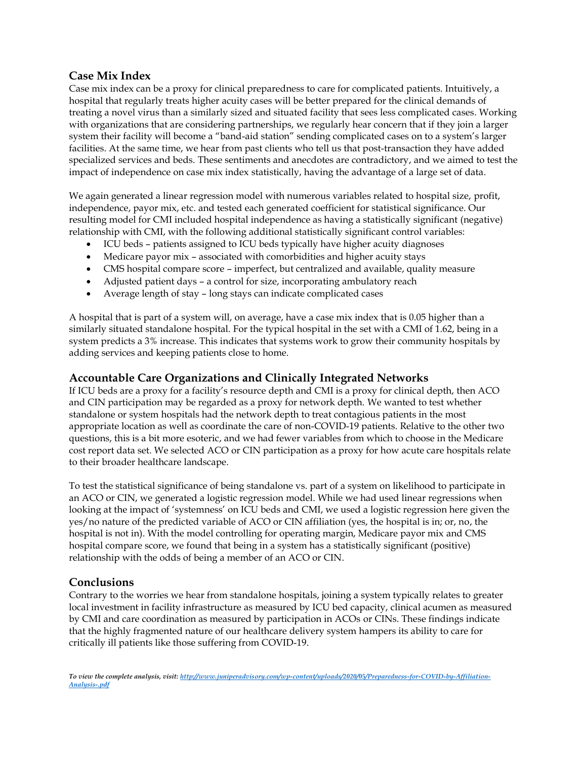## Case Mix Index

Case mix index can be a proxy for clinical preparedness to care for complicated patients. Intuitively, a hospital that regularly treats higher acuity cases will be better prepared for the clinical demands of treating a novel virus than a similarly sized and situated facility that sees less complicated cases. Working with organizations that are considering partnerships, we regularly hear concern that if they join a larger system their facility will become a "band-aid station" sending complicated cases on to a system's larger facilities. At the same time, we hear from past clients who tell us that post-transaction they have added specialized services and beds. These sentiments and anecdotes are contradictory, and we aimed to test the impact of independence on case mix index statistically, having the advantage of a large set of data.

We again generated a linear regression model with numerous variables related to hospital size, profit, independence, payor mix, etc. and tested each generated coefficient for statistical significance. Our resulting model for CMI included hospital independence as having a statistically significant (negative) relationship with CMI, with the following additional statistically significant control variables:

- ICU beds – patients assigned to ICU beds typically have higher acuity diagnoses
- Medicare payor mix – associated with comorbidities and higher acuity stays
- CMS hospital compare score – imperfect, but centralized and available, quality measure
- Adjusted patient days – a control for size, incorporating ambulatory reach
- Average length of stay – long stays can indicate complicated cases

A hospital that is part of a system will, on average, have a case mix index that is 0.05 higher than a similarly situated standalone hospital. For the typical hospital in the set with a CMI of 1.62, being in a system predicts a 3% increase. This indicates that systems work to grow their community hospitals by adding services and keeping patients close to home.

## Accountable Care Organizations and Clinically Integrated Networks

If ICU beds are a proxy for a facility's resource depth and CMI is a proxy for clinical depth, then ACO and CIN participation may be regarded as a proxy for network depth. We wanted to test whether standalone or system hospitals had the network depth to treat contagious patients in the most appropriate location as well as coordinate the care of non-COVID-19 patients. Relative to the other two questions, this is a bit more esoteric, and we had fewer variables from which to choose in the Medicare cost report data set. We selected ACO or CIN participation as a proxy for how acute care hospitals relate to their broader healthcare landscape.

To test the statistical significance of being standalone vs. part of a system on likelihood to participate in an ACO or CIN, we generated a logistic regression model. While we had used linear regressions when looking at the impact of 'systemness' on ICU beds and CMI, we used a logistic regression here given the yes/no nature of the predicted variable of ACO or CIN affiliation (yes, the hospital is in; or, no, the hospital is not in). With the model controlling for operating margin, Medicare payor mix and CMS hospital compare score, we found that being in a system has a statistically significant (positive) relationship with the odds of being a member of an ACO or CIN.

## Conclusions

Contrary to the worries we hear from standalone hospitals, joining a system typically relates to greater local investment in facility infrastructure as measured by ICU bed capacity, clinical acumen as measured by CMI and care coordination as measured by participation in ACOs or CINs. These findings indicate that the highly fragmented nature of our healthcare delivery system hampers its ability to care for critically ill patients like those suffering from COVID-19.

***To view the complete analysis, visit: [http://www.juniperadvisory.com/wp-content/uploads/2020/05/Preparedness-for-COVID-by-Affiliation-Analysis-.pdf](http://www.juniperadvisory.com/wp-content/uploads/2020/05/Preparedness-for-COVID-by-Affiliation-Analysis-.pdf)***